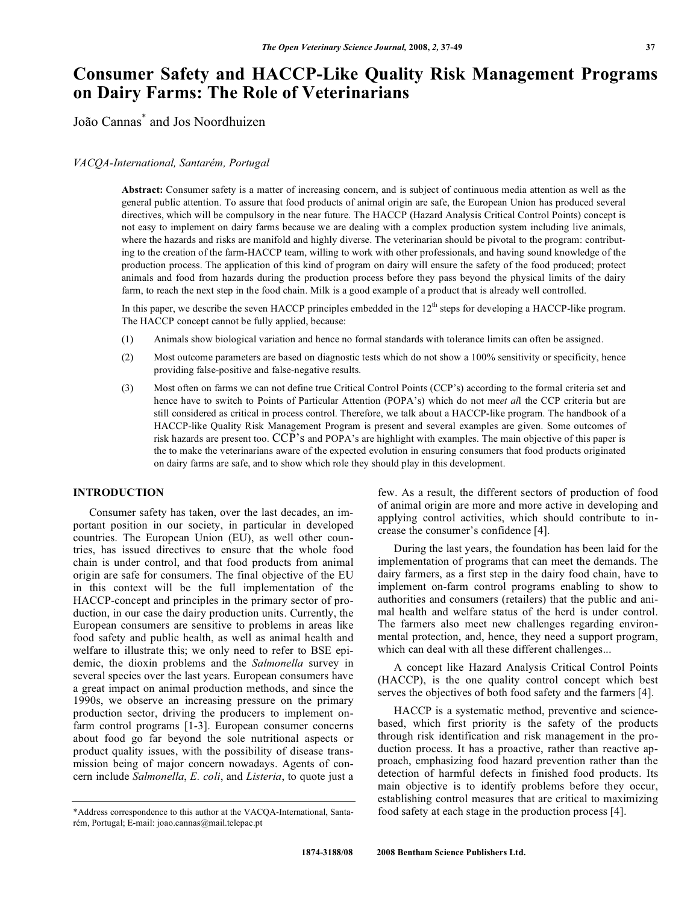# Consumer Safety and HACCP-Like Quality Risk Management Programs on Dairy Farms: The Role of Veterinarians

João Cannas* and Jos Noordhuizen

*VACQA-International, Santarém, Portugal*

**Abstract:** Consumer safety is a matter of increasing concern, and is subject of continuous media attention as well as the general public attention. To assure that food products of animal origin are safe, the European Union has produced several directives, which will be compulsory in the near future. The HACCP (Hazard Analysis Critical Control Points) concept is not easy to implement on dairy farms because we are dealing with a complex production system including live animals, where the hazards and risks are manifold and highly diverse. The veterinarian should be pivotal to the program: contributing to the creation of the farm-HACCP team, willing to work with other professionals, and having sound knowledge of the production process. The application of this kind of program on dairy will ensure the safety of the food produced; protect animals and food from hazards during the production process before they pass beyond the physical limits of the dairy farm, to reach the next step in the food chain. Milk is a good example of a product that is already well controlled.

In this paper, we describe the seven HACCP principles embedded in the 12th steps for developing a HACCP-like program. The HACCP concept cannot be fully applied, because:

(1) Animals show biological variation and hence no formal standards with tolerance limits can often be assigned.

(2) Most outcome parameters are based on diagnostic tests which do not show a 100% sensitivity or specificity, hence providing false-positive and false-negative results.

(3) Most often on farms we can not define true Critical Control Points (CCP's) according to the formal criteria set and hence have to switch to Points of Particular Attention (POPA's) which do not me*et al*l the CCP criteria but are still considered as critical in process control. Therefore, we talk about a HACCP-like program. The handbook of a HACCP-like Quality Risk Management Program is present and several examples are given. Some outcomes of risk hazards are present too. CCP's and POPA's are highlight with examples. The main objective of this paper is the to make the veterinarians aware of the expected evolution in ensuring consumers that food products originated on dairy farms are safe, and to show which role they should play in this development.

## INTRODUCTION

Consumer safety has taken, over the last decades, an important position in our society, in particular in developed countries. The European Union (EU), as well other countries, has issued directives to ensure that the whole food chain is under control, and that food products from animal origin are safe for consumers. The final objective of the EU in this context will be the full implementation of the HACCP-concept and principles in the primary sector of production, in our case the dairy production units. Currently, the European consumers are sensitive to problems in areas like food safety and public health, as well as animal health and welfare to illustrate this; we only need to refer to BSE epidemic, the dioxin problems and the *Salmonella* survey in several species over the last years. European consumers have a great impact on animal production methods, and since the 1990s, we observe an increasing pressure on the primary production sector, driving the producers to implement on-farm control programs [1-3]. European consumer concerns about food go far beyond the sole nutritional aspects or product quality issues, with the possibility of disease transmission being of major concern nowadays. Agents of concern include *Salmonella*, *E. coli*, and *Listeria*, to quote just a few. As a result, the different sectors of production of food of animal origin are more and more active in developing and applying control activities, which should contribute to increase the consumer's confidence [4].

During the last years, the foundation has been laid for the implementation of programs that can meet the demands. The dairy farmers, as a first step in the dairy food chain, have to implement on-farm control programs enabling to show to authorities and consumers (retailers) that the public and animal health and welfare status of the herd is under control. The farmers also meet new challenges regarding environmental protection, and, hence, they need a support program, which can deal with all these different challenges...

A concept like Hazard Analysis Critical Control Points (HACCP), is the one quality control concept which best serves the objectives of both food safety and the farmers [4].

HACCP is a systematic method, preventive and science-based, which first priority is the safety of the products through risk identification and risk management in the production process. It has a proactive, rather than reactive approach, emphasizing food hazard prevention rather than the detection of harmful defects in finished food products. Its main objective is to identify problems before they occur, establishing control measures that are critical to maximizing food safety at each stage in the production process [4].

*Address correspondence to this author at the VACQA-International, Santarém, Portugal; E-mail: joao.cannas@mail.telepac.pt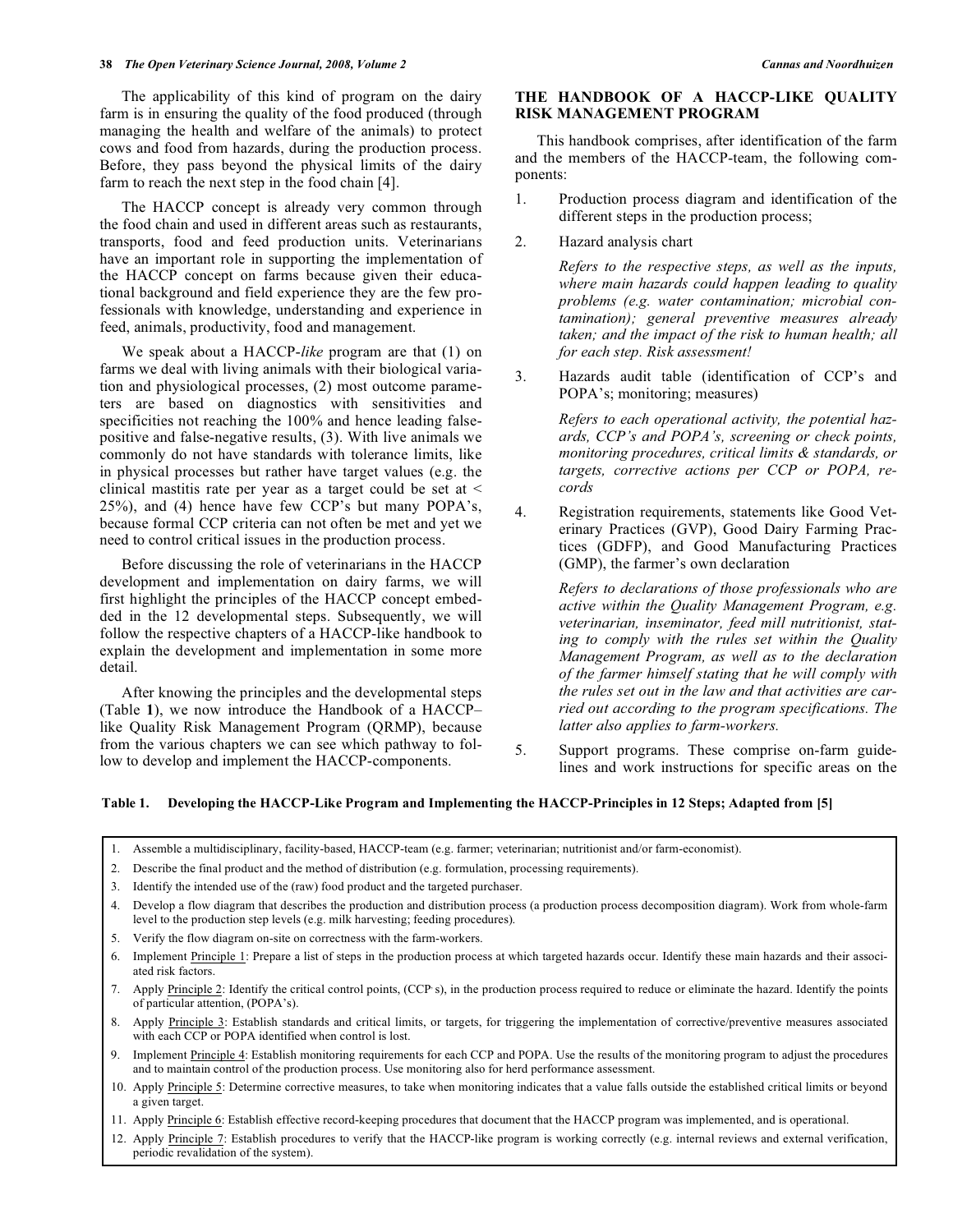The applicability of this kind of program on the dairy farm is in ensuring the quality of the food produced (through managing the health and welfare of the animals) to protect cows and food from hazards, during the production process. Before, they pass beyond the physical limits of the dairy farm to reach the next step in the food chain [4].

The HACCP concept is already very common through the food chain and used in different areas such as restaurants, transports, food and feed production units. Veterinarians have an important role in supporting the implementation of the HACCP concept on farms because given their educational background and field experience they are the few professionals with knowledge, understanding and experience in feed, animals, productivity, food and management.

We speak about a HACCP-*like* program are that (1) on farms we deal with living animals with their biological variation and physiological processes, (2) most outcome parameters are based on diagnostics with sensitivities and specificities not reaching the 100% and hence leading false-positive and false-negative results, (3). With live animals we commonly do not have standards with tolerance limits, like in physical processes but rather have target values (e.g. the clinical mastitis rate per year as a target could be set at < 25%), and (4) hence have few CCP's but many POPA's, because formal CCP criteria can not often be met and yet we need to control critical issues in the production process.

Before discussing the role of veterinarians in the HACCP development and implementation on dairy farms, we will first highlight the principles of the HACCP concept embedded in the 12 developmental steps. Subsequently, we will follow the respective chapters of a HACCP-like handbook to explain the development and implementation in some more detail.

After knowing the principles and the developmental steps (Table **1**), we now introduce the Handbook of a HACCP–like Quality Risk Management Program (QRMP), because from the various chapters we can see which pathway to follow to develop and implement the HACCP-components.

## THE HANDBOOK OF A HACCP-LIKE QUALITY RISK MANAGEMENT PROGRAM

This handbook comprises, after identification of the farm and the members of the HACCP-team, the following components:

1. Production process diagram and identification of the different steps in the production process;
2. Hazard analysis chart

   *Refers to the respective steps, as well as the inputs, where main hazards could happen leading to quality problems (e.g. water contamination; microbial contamination); general preventive measures already taken; and the impact of the risk to human health; all for each step. Risk assessment!*

3. Hazards audit table (identification of CCP's and POPA's; monitoring; measures)

   *Refers to each operational activity, the potential hazards, CCP's and POPA's, screening or check points, monitoring procedures, critical limits & standards, or targets, corrective actions per CCP or POPA, records*

4. Registration requirements, statements like Good Veterinary Practices (GVP), Good Dairy Farming Practices (GDFP), and Good Manufacturing Practices (GMP), the farmer's own declaration

   *Refers to declarations of those professionals who are active within the Quality Management Program, e.g. veterinarian, inseminator, feed mill nutritionist, stating to comply with the rules set within the Quality Management Program, as well as to the declaration of the farmer himself stating that he will comply with the rules set out in the law and that activities are carried out according to the program specifications. The latter also applies to farm-workers.*

5. Support programs. These comprise on-farm guidelines and work instructions for specific areas on the

**Table 1. Developing the HACCP-Like Program and Implementing the HACCP-Principles in 12 Steps; Adapted from [5]**

1. Assemble a multidisciplinary, facility-based, HACCP-team (e.g. farmer; veterinarian; nutritionist and/or farm-economist).
2. Describe the final product and the method of distribution (e.g. formulation, processing requirements).
3. Identify the intended use of the (raw) food product and the targeted purchaser.
4. Develop a flow diagram that describes the production and distribution process (a production process decomposition diagram). Work from whole-farm level to the production step levels (e.g. milk harvesting; feeding procedures).
5. Verify the flow diagram on-site on correctness with the farm-workers.
6. Implement Principle 1: Prepare a list of steps in the production process at which targeted hazards occur. Identify these main hazards and their associated risk factors.
7. Apply Principle 2: Identify the critical control points, (CCP's), in the production process required to reduce or eliminate the hazard. Identify the points of particular attention, (POPA's).
8. Apply Principle 3: Establish standards and critical limits, or targets, for triggering the implementation of corrective/preventive measures associated with each CCP or POPA identified when control is lost.
9. Implement Principle 4: Establish monitoring requirements for each CCP and POPA. Use the results of the monitoring program to adjust the procedures and to maintain control of the production process. Use monitoring also for herd performance assessment.
10. Apply Principle 5: Determine corrective measures, to take when monitoring indicates that a value falls outside the established critical limits or beyond a given target.
11. Apply Principle 6: Establish effective record-keeping procedures that document that the HACCP program was implemented, and is operational.
12. Apply Principle 7: Establish procedures to verify that the HACCP-like program is working correctly (e.g. internal reviews and external verification, periodic revalidation of the system).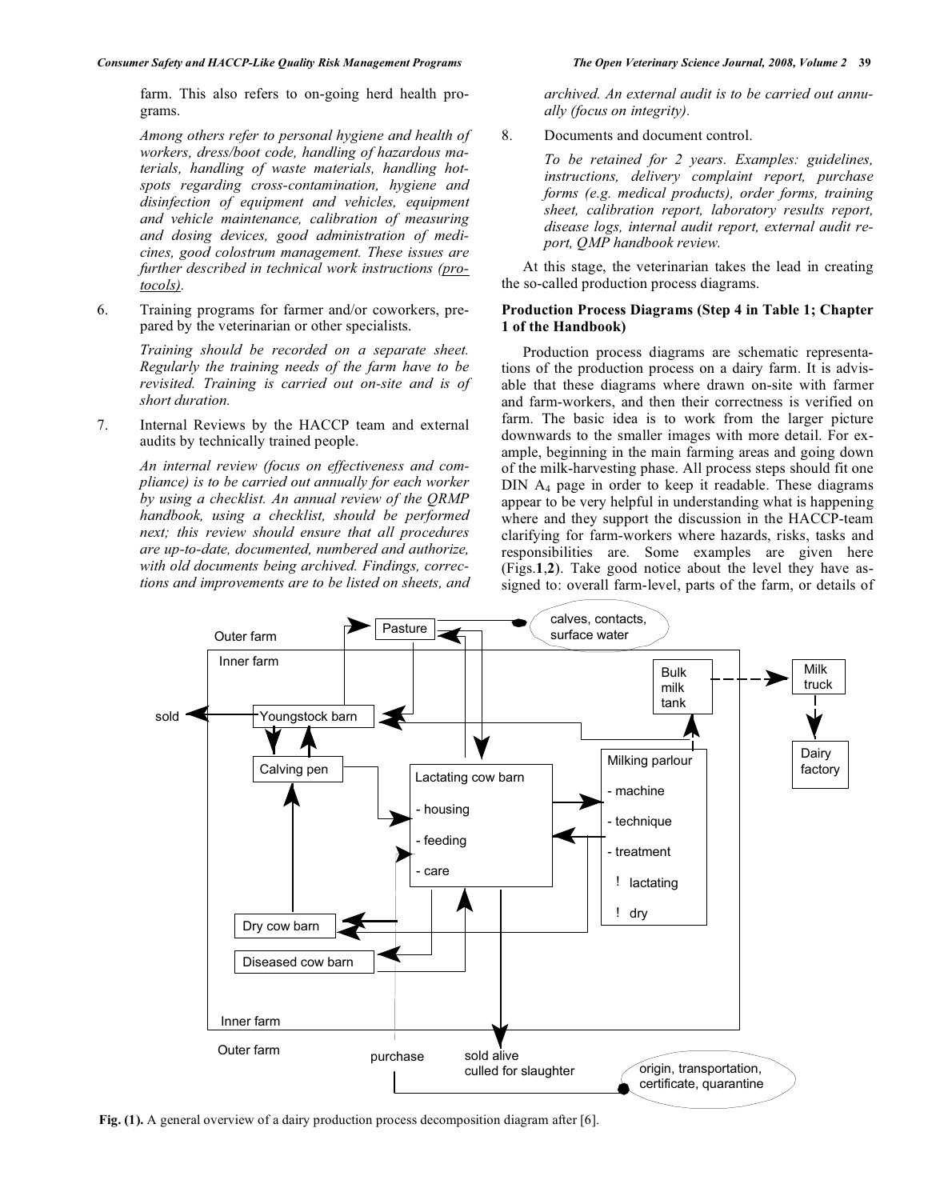farm. This also refers to on-going herd health programs.

*Among others refer to personal hygiene and health of workers, dress/boot code, handling of hazardous materials, handling of waste materials, handling hotspots regarding cross-contamination, hygiene and disinfection of equipment and vehicles, equipment and vehicle maintenance, calibration of measuring and dosing devices, good administration of medicines, good colostrum management. These issues are further described in technical work instructions (protocols).*

6. Training programs for farmer and/or coworkers, prepared by the veterinarian or other specialists.

   *Training should be recorded on a separate sheet. Regularly the training needs of the farm have to be revisited. Training is carried out on-site and is of short duration.*

7. Internal Reviews by the HACCP team and external audits by technically trained people.

   *An internal review (focus on effectiveness and compliance) is to be carried out annually for each worker by using a checklist. An annual review of the QRMP handbook, using a checklist, should be performed next; this review should ensure that all procedures are up-to-date, documented, numbered and authorize, with old documents being archived. Findings, corrections and improvements are to be listed on sheets, and archived. An external audit is to be carried out annually (focus on integrity).*

8. Documents and document control.

   *To be retained for 2 years. Examples: guidelines, instructions, delivery complaint report, purchase forms (e.g. medical products), order forms, training sheet, calibration report, laboratory results report, disease logs, internal audit report, external audit report, QMP handbook review.*

At this stage, the veterinarian takes the lead in creating the so-called production process diagrams.

**Production Process Diagrams (Step 4 in Table 1; Chapter 1 of the Handbook)**

Production process diagrams are schematic representations of the production process on a dairy farm. It is advisable that these diagrams where drawn on-site with farmer and farm-workers, and then their correctness is verified on farm. The basic idea is to work from the larger picture downwards to the smaller images with more detail. For example, beginning in the main farming areas and going down of the milk-harvesting phase. All process steps should fit one DIN $A_4$ page in order to keep it readable. These diagrams appear to be very helpful in understanding what is happening where and they support the discussion in the HACCP-team clarifying for farm-workers where hazards, risks, tasks and responsibilities are. Some examples are given here (Figs.**1**,**2**). Take good notice about the level they have assigned to: overall farm-level, parts of the farm, or details of

Fig. (1). A general overview of a dairy production process decomposition diagram after [6].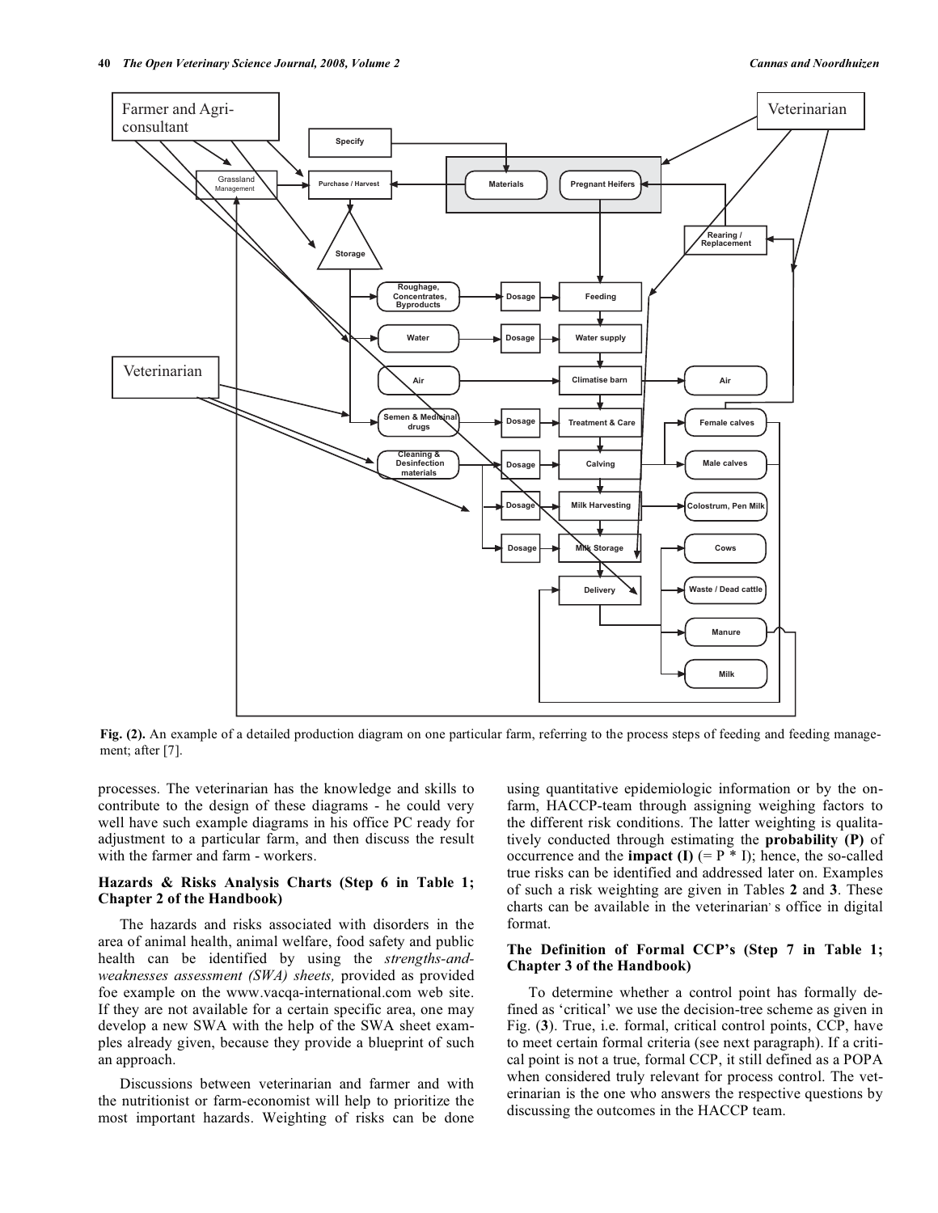Fig. (2). An example of a detailed production diagram on one particular farm, referring to the process steps of feeding and feeding management; after [7].

processes. The veterinarian has the knowledge and skills to contribute to the design of these diagrams - he could very well have such example diagrams in his office PC ready for adjustment to a particular farm, and then discuss the result with the farmer and farm - workers.

### Hazards & Risks Analysis Charts (Step 6 in Table 1; Chapter 2 of the Handbook)

The hazards and risks associated with disorders in the area of animal health, animal welfare, food safety and public health can be identified by using the *strengths-and-weaknesses assessment (SWA) sheets,* provided as provided foe example on the www.vacqa-international.com web site. If they are not available for a certain specific area, one may develop a new SWA with the help of the SWA sheet examples already given, because they provide a blueprint of such an approach.

Discussions between veterinarian and farmer and with the nutritionist or farm-economist will help to prioritize the most important hazards. Weighting of risks can be done using quantitative epidemiologic information or by the on-farm, HACCP-team through assigning weighing factors to the different risk conditions. The latter weighting is qualitatively conducted through estimating the **probability (P)** of occurrence and the **impact (I)** (= P * I); hence, the so-called true risks can be identified and addressed later on. Examples of such a risk weighting are given in Tables **2** and **3**. These charts can be available in the veterinarian' s office in digital format.

### The Definition of Formal CCP's (Step 7 in Table 1; Chapter 3 of the Handbook)

To determine whether a control point has formally defined as 'critical' we use the decision-tree scheme as given in Fig. (**3**). True, i.e. formal, critical control points, CCP, have to meet certain formal criteria (see next paragraph). If a critical point is not a true, formal CCP, it still defined as a POPA when considered truly relevant for process control. The veterinarian is the one who answers the respective questions by discussing the outcomes in the HACCP team.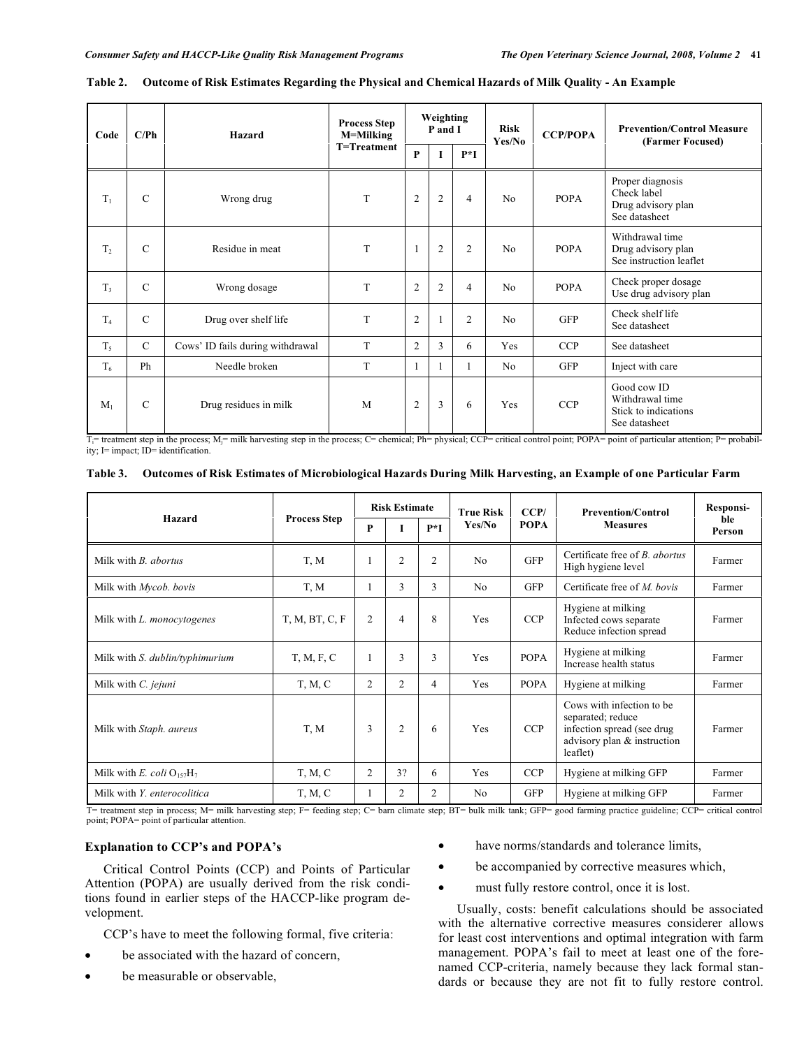**Table 2. Outcome of Risk Estimates Regarding the Physical and Chemical Hazards of Milk Quality - An Example**

| Code | C/Ph | Hazard | Process Step M=Milking T=Treatment | Weighting P and I | | | Risk Yes/No | CCP/POPA | Prevention/Control Measure (Farmer Focused) |
|---|---|---|---|---|---|---|---|---|---|
| | | | | P | I | P*I | | | |
| $T_1$ | C | Wrong drug | T | 2 | 2 | 4 | No | POPA | Proper diagnosis<br>Check label<br>Drug advisory plan<br>See datasheet |
| $T_2$ | C | Residue in meat | T | 1 | 2 | 2 | No | POPA | Withdrawal time<br>Drug advisory plan<br>See instruction leaflet |
| $T_3$ | C | Wrong dosage | T | 2 | 2 | 4 | No | POPA | Check proper dosage<br>Use drug advisory plan |
| $T_4$ | C | Drug over shelf life | T | 2 | 1 | 2 | No | GFP | Check shelf life<br>See datasheet |
| $T_5$ | C | Cows' ID fails during withdrawal | T | 2 | 3 | 6 | Yes | CCP | See datasheet |
| $T_6$ | Ph | Needle broken | T | 1 | 1 | 1 | No | GFP | Inject with care |
| $M_1$ | C | Drug residues in milk | M | 2 | 3 | 6 | Yes | CCP | Good cow ID<br>Withdrawal time<br>Stick to indications<br>See datasheet |

$T_i$= treatment step in the process; $M_i$= milk harvesting step in the process; C= chemical; Ph= physical; CCP= critical control point; POPA= point of particular attention; P= probability; I= impact; ID= identification.

**Table 3. Outcomes of Risk Estimates of Microbiological Hazards During Milk Harvesting, an Example of one Particular Farm**

| Hazard | Process Step | Risk Estimate | | | True Risk Yes/No | CCP/ POPA | Prevention/Control Measures | Responsible Person |
|---|---|---|---|---|---|---|---|---|
| | | P | I | P*I | | | | |
| Milk with *B. abortus* | T, M | 1 | 2 | 2 | No | GFP | Certificate free of *B. abortus*<br>High hygiene level | Farmer |
| Milk with *Mycob. bovis* | T, M | 1 | 3 | 3 | No | GFP | Certificate free of *M. bovis* | Farmer |
| Milk with *L. monocytogenes* | T, M, BT, C, F | 2 | 4 | 8 | Yes | CCP | Hygiene at milking<br>Infected cows separate<br>Reduce infection spread | Farmer |
| Milk with *S. dublin/typhimurium* | T, M, F, C | 1 | 3 | 3 | Yes | POPA | Hygiene at milking<br>Increase health status | Farmer |
| Milk with *C. jejuni* | T, M, C | 2 | 2 | 4 | Yes | POPA | Hygiene at milking | Farmer |
| Milk with *Staph. aureus* | T, M | 3 | 2 | 6 | Yes | CCP | Cows with infection to be separated; reduce infection spread (see drug advisory plan & instruction leaflet) | Farmer |
| Milk with *E. coli* $O_{157}H_7$ | T, M, C | 2 | 3? | 6 | Yes | CCP | Hygiene at milking GFP | Farmer |
| Milk with *Y. enterocolitica* | T, M, C | 1 | 2 | 2 | No | GFP | Hygiene at milking GFP | Farmer |

T= treatment step in process; M= milk harvesting step; F= feeding step; C= barn climate step; BT= bulk milk tank; GFP= good farming practice guideline; CCP= critical control point; POPA= point of particular attention.

### Explanation to CCP's and POPA's

Critical Control Points (CCP) and Points of Particular Attention (POPA) are usually derived from the risk conditions found in earlier steps of the HACCP-like program development.

CCP's have to meet the following formal, five criteria:

- be associated with the hazard of concern,
- be measurable or observable,
- have norms/standards and tolerance limits,
- be accompanied by corrective measures which,
- must fully restore control, once it is lost.

Usually, costs: benefit calculations should be associated with the alternative corrective measures considerer allows for least cost interventions and optimal integration with farm management. POPA's fail to meet at least one of the fore-named CCP-criteria, namely because they lack formal standards or because they are not fit to fully restore control.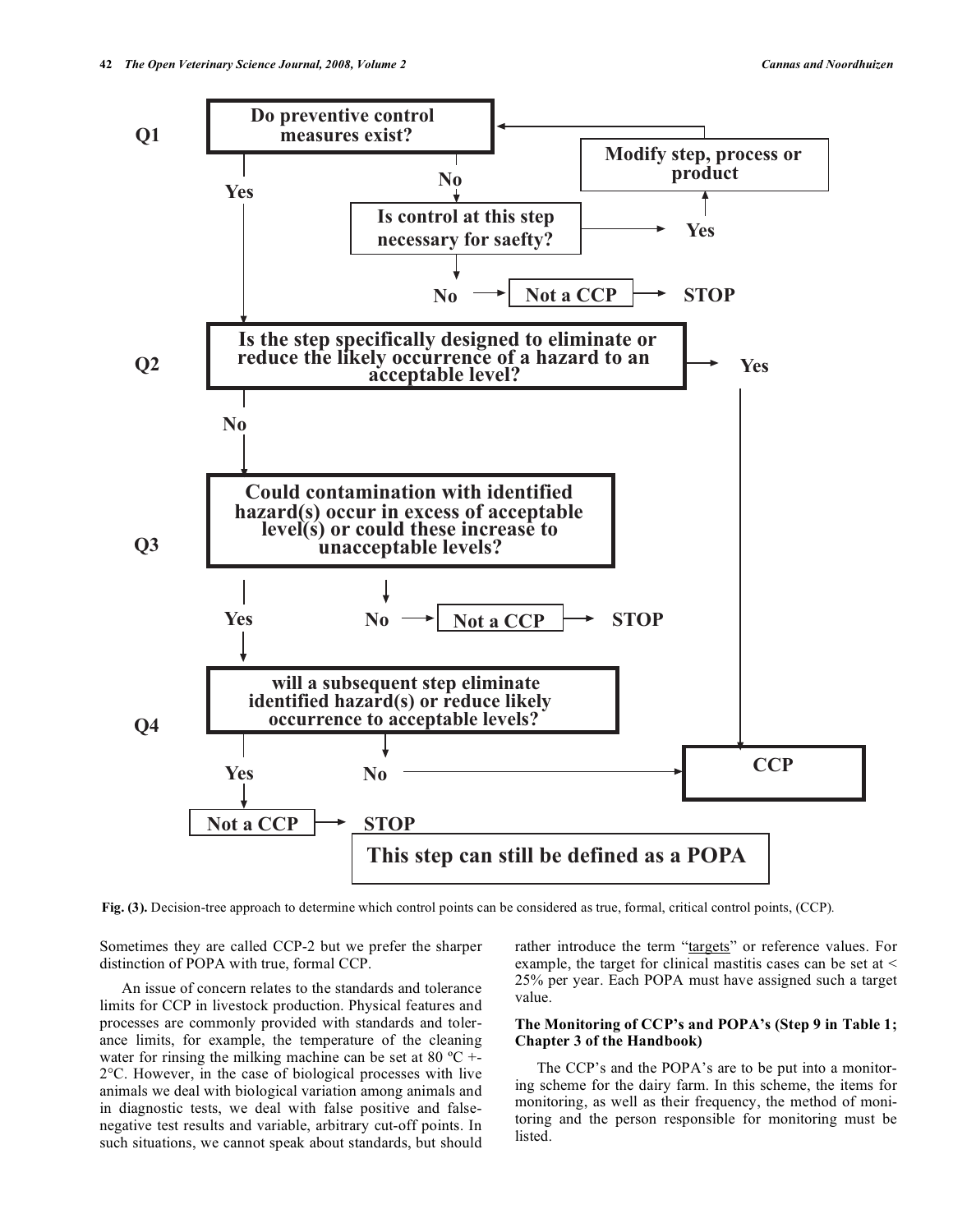**Q1** Do preventive control measures exist?

- Yes → Q2
- No → Is control at this step necessary for saefty?
  - Yes → Modify step, process or product → (back to Q1)
  - No → Not a CCP → STOP

**Q2** Is the step specifically designed to eliminate or reduce the likely occurrence of a hazard to an acceptable level?

- Yes → CCP
- No → Q3

**Q3** Could contamination with identified hazard(s) occur in excess of acceptable level(s) or could these increase to unacceptable levels?

- Yes → Q4
- No → Not a CCP → STOP

**Q4** will a subsequent step eliminate identified hazard(s) or reduce likely occurrence to acceptable levels?

- Yes → Not a CCP → STOP
- No → CCP

**This step can still be defined as a POPA**

**Fig. (3).** Decision-tree approach to determine which control points can be considered as true, formal, critical control points, (CCP).

Sometimes they are called CCP-2 but we prefer the sharper distinction of POPA with true, formal CCP.

An issue of concern relates to the standards and tolerance limits for CCP in livestock production. Physical features and processes are commonly provided with standards and tolerance limits, for example, the temperature of the cleaning water for rinsing the milking machine can be set at 80 ºC +- 2°C. However, in the case of biological processes with live animals we deal with biological variation among animals and in diagnostic tests, we deal with false positive and false-negative test results and variable, arbitrary cut-off points. In such situations, we cannot speak about standards, but should rather introduce the term "targets" or reference values. For example, the target for clinical mastitis cases can be set at < 25% per year. Each POPA must have assigned such a target value.

### The Monitoring of CCP's and POPA's (Step 9 in Table 1; Chapter 3 of the Handbook)

The CCP's and the POPA's are to be put into a monitoring scheme for the dairy farm. In this scheme, the items for monitoring, as well as their frequency, the method of monitoring and the person responsible for monitoring must be listed.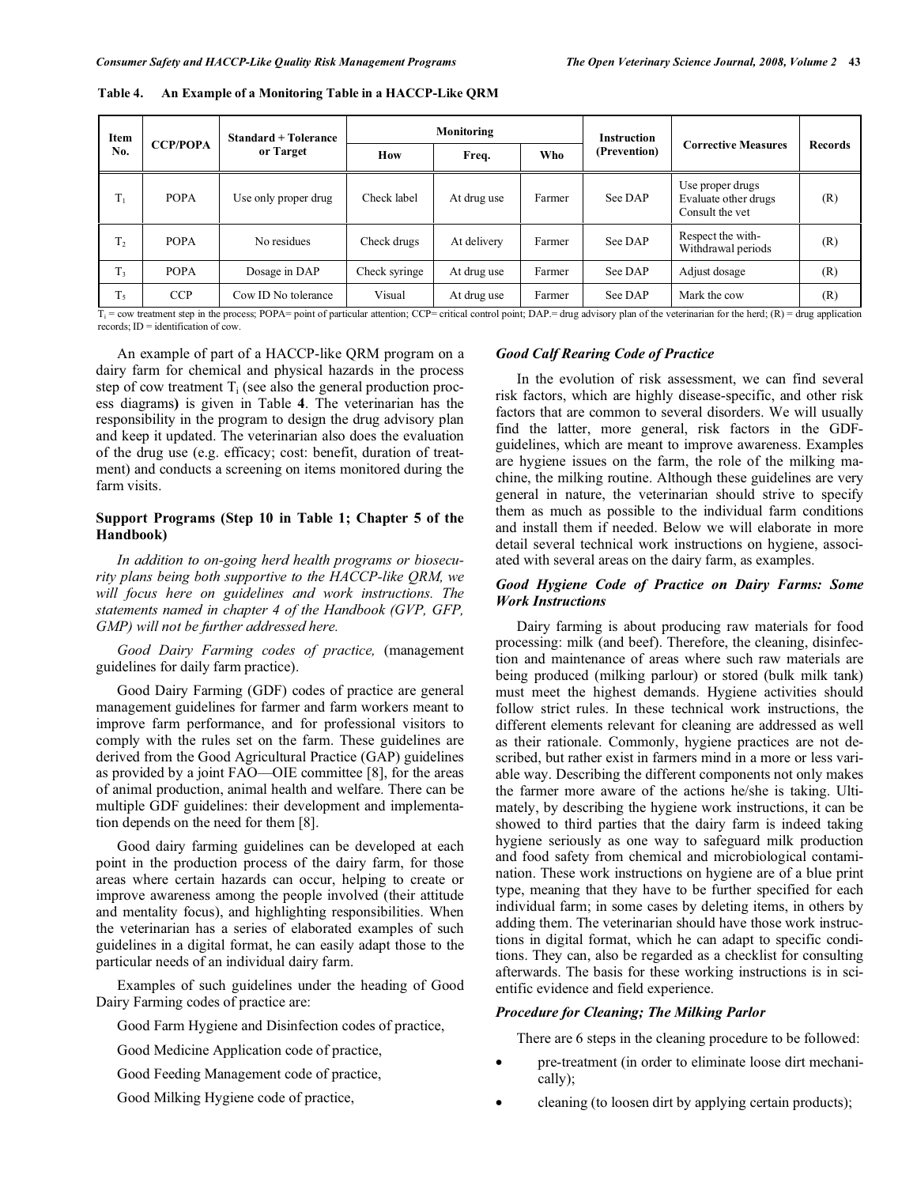**Table 4. An Example of a Monitoring Table in a HACCP-Like QRM**

| Item No. | CCP/POPA | Standard + Tolerance or Target | Monitoring | | | Instruction (Prevention) | Corrective Measures | Records |
|---|---|---|---|---|---|---|---|---|
| | | | How | Freq. | Who | | | |
| $T_1$ | POPA | Use only proper drug | Check label | At drug use | Farmer | See DAP | Use proper drugs Evaluate other drugs Consult the vet | (R) |
| $T_2$ | POPA | No residues | Check drugs | At delivery | Farmer | See DAP | Respect the with-Withdrawal periods | (R) |
| $T_3$ | POPA | Dosage in DAP | Check syringe | At drug use | Farmer | See DAP | Adjust dosage | (R) |
| $T_5$ | CCP | Cow ID No tolerance | Visual | At drug use | Farmer | See DAP | Mark the cow | (R) |

$T_i$ = cow treatment step in the process; POPA= point of particular attention; CCP= critical control point; DAP.= drug advisory plan of the veterinarian for the herd; (R) = drug application records; ID = identification of cow.

An example of part of a HACCP-like QRM program on a dairy farm for chemical and physical hazards in the process step of cow treatment $T_i$ (see also the general production process diagrams**)** is given in Table **4**. The veterinarian has the responsibility in the program to design the drug advisory plan and keep it updated. The veterinarian also does the evaluation of the drug use (e.g. efficacy; cost: benefit, duration of treatment) and conducts a screening on items monitored during the farm visits.

### Support Programs (Step 10 in Table 1; Chapter 5 of the Handbook)

*In addition to on-going herd health programs or biosecurity plans being both supportive to the HACCP-like QRM, we will focus here on guidelines and work instructions. The statements named in chapter 4 of the Handbook (GVP, GFP, GMP) will not be further addressed here.*

*Good Dairy Farming codes of practice,* (management guidelines for daily farm practice).

Good Dairy Farming (GDF) codes of practice are general management guidelines for farmer and farm workers meant to improve farm performance, and for professional visitors to comply with the rules set on the farm. These guidelines are derived from the Good Agricultural Practice (GAP) guidelines as provided by a joint FAO—OIE committee [8], for the areas of animal production, animal health and welfare. There can be multiple GDF guidelines: their development and implementation depends on the need for them [8].

Good dairy farming guidelines can be developed at each point in the production process of the dairy farm, for those areas where certain hazards can occur, helping to create or improve awareness among the people involved (their attitude and mentality focus), and highlighting responsibilities. When the veterinarian has a series of elaborated examples of such guidelines in a digital format, he can easily adapt those to the particular needs of an individual dairy farm.

Examples of such guidelines under the heading of Good Dairy Farming codes of practice are:

Good Farm Hygiene and Disinfection codes of practice,

Good Medicine Application code of practice,

Good Feeding Management code of practice,

Good Milking Hygiene code of practice,

### *Good Calf Rearing Code of Practice*

In the evolution of risk assessment, we can find several risk factors, which are highly disease-specific, and other risk factors that are common to several disorders. We will usually find the latter, more general, risk factors in the GDF-guidelines, which are meant to improve awareness. Examples are hygiene issues on the farm, the role of the milking machine, the milking routine. Although these guidelines are very general in nature, the veterinarian should strive to specify them as much as possible to the individual farm conditions and install them if needed. Below we will elaborate in more detail several technical work instructions on hygiene, associated with several areas on the dairy farm, as examples.

### *Good Hygiene Code of Practice on Dairy Farms: Some Work Instructions*

Dairy farming is about producing raw materials for food processing: milk (and beef). Therefore, the cleaning, disinfection and maintenance of areas where such raw materials are being produced (milking parlour) or stored (bulk milk tank) must meet the highest demands. Hygiene activities should follow strict rules. In these technical work instructions, the different elements relevant for cleaning are addressed as well as their rationale. Commonly, hygiene practices are not described, but rather exist in farmers mind in a more or less variable way. Describing the different components not only makes the farmer more aware of the actions he/she is taking. Ultimately, by describing the hygiene work instructions, it can be showed to third parties that the dairy farm is indeed taking hygiene seriously as one way to safeguard milk production and food safety from chemical and microbiological contamination. These work instructions on hygiene are of a blue print type, meaning that they have to be further specified for each individual farm; in some cases by deleting items, in others by adding them. The veterinarian should have those work instructions in digital format, which he can adapt to specific conditions. They can, also be regarded as a checklist for consulting afterwards. The basis for these working instructions is in scientific evidence and field experience.

### *Procedure for Cleaning; The Milking Parlor*

There are 6 steps in the cleaning procedure to be followed:

- pre-treatment (in order to eliminate loose dirt mechanically);
- cleaning (to loosen dirt by applying certain products);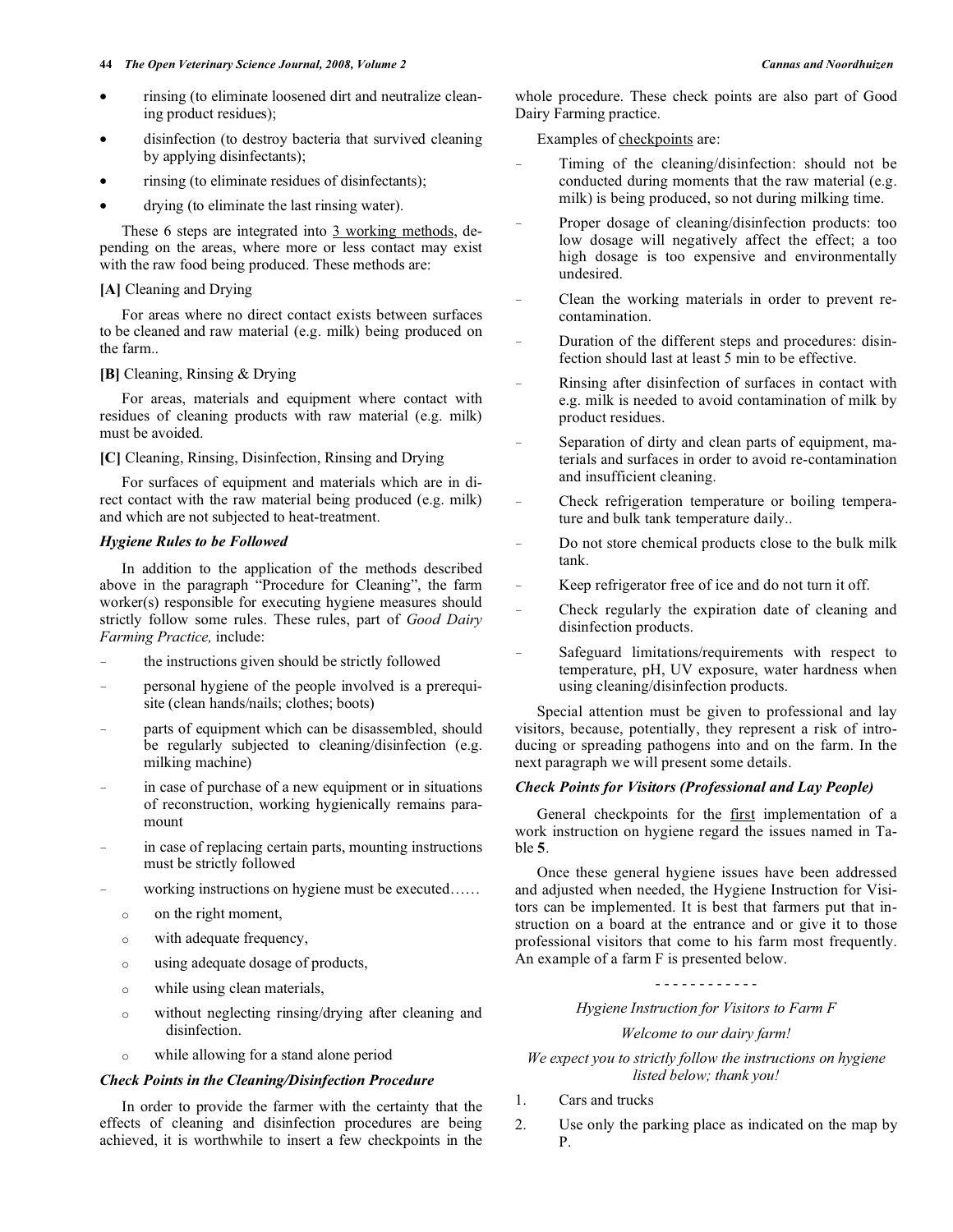- rinsing (to eliminate loosened dirt and neutralize cleaning product residues);
- disinfection (to destroy bacteria that survived cleaning by applying disinfectants);
- rinsing (to eliminate residues of disinfectants);
- drying (to eliminate the last rinsing water).

These 6 steps are integrated into 3 working methods, depending on the areas, where more or less contact may exist with the raw food being produced. These methods are:

**[A]** Cleaning and Drying

For areas where no direct contact exists between surfaces to be cleaned and raw material (e.g. milk) being produced on the farm..

**[B]** Cleaning, Rinsing & Drying

For areas, materials and equipment where contact with residues of cleaning products with raw material (e.g. milk) must be avoided.

**[C]** Cleaning, Rinsing, Disinfection, Rinsing and Drying

For surfaces of equipment and materials which are in direct contact with the raw material being produced (e.g. milk) and which are not subjected to heat-treatment.

### *Hygiene Rules to be Followed*

In addition to the application of the methods described above in the paragraph "Procedure for Cleaning", the farm worker(s) responsible for executing hygiene measures should strictly follow some rules. These rules, part of *Good Dairy Farming Practice,* include:

- the instructions given should be strictly followed
- personal hygiene of the people involved is a prerequisite (clean hands/nails; clothes; boots)
- parts of equipment which can be disassembled, should be regularly subjected to cleaning/disinfection (e.g. milking machine)
- in case of purchase of a new equipment or in situations of reconstruction, working hygienically remains paramount
- in case of replacing certain parts, mounting instructions must be strictly followed
- working instructions on hygiene must be executed……
  - on the right moment,
  - with adequate frequency,
  - using adequate dosage of products,
  - while using clean materials,
  - without neglecting rinsing/drying after cleaning and disinfection.
  - while allowing for a stand alone period

### *Check Points in the Cleaning/Disinfection Procedure*

In order to provide the farmer with the certainty that the effects of cleaning and disinfection procedures are being achieved, it is worthwhile to insert a few checkpoints in the whole procedure. These check points are also part of Good Dairy Farming practice.

Examples of checkpoints are:

- Timing of the cleaning/disinfection: should not be conducted during moments that the raw material (e.g. milk) is being produced, so not during milking time.
- Proper dosage of cleaning/disinfection products: too low dosage will negatively affect the effect; a too high dosage is too expensive and environmentally undesired.
- Clean the working materials in order to prevent re-contamination.
- Duration of the different steps and procedures: disinfection should last at least 5 min to be effective.
- Rinsing after disinfection of surfaces in contact with e.g. milk is needed to avoid contamination of milk by product residues.
- Separation of dirty and clean parts of equipment, materials and surfaces in order to avoid re-contamination and insufficient cleaning.
- Check refrigeration temperature or boiling temperature and bulk tank temperature daily..
- Do not store chemical products close to the bulk milk tank.
- Keep refrigerator free of ice and do not turn it off.
- Check regularly the expiration date of cleaning and disinfection products.
- Safeguard limitations/requirements with respect to temperature, pH, UV exposure, water hardness when using cleaning/disinfection products.

Special attention must be given to professional and lay visitors, because, potentially, they represent a risk of introducing or spreading pathogens into and on the farm. In the next paragraph we will present some details.

### *Check Points for Visitors (Professional and Lay People)*

General checkpoints for the first implementation of a work instruction on hygiene regard the issues named in Table **5**.

Once these general hygiene issues have been addressed and adjusted when needed, the Hygiene Instruction for Visitors can be implemented. It is best that farmers put that instruction on a board at the entrance and or give it to those professional visitors that come to his farm most frequently. An example of a farm F is presented below.

\- - - - - - - - - - - -

*Hygiene Instruction for Visitors to Farm F*

*Welcome to our dairy farm!*

*We expect you to strictly follow the instructions on hygiene listed below; thank you!*

1. Cars and trucks
2. Use only the parking place as indicated on the map by P.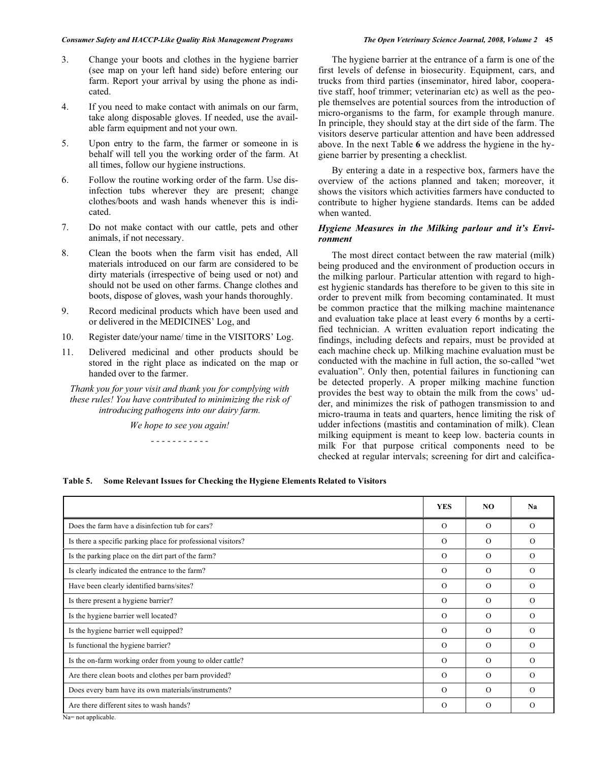3. Change your boots and clothes in the hygiene barrier (see map on your left hand side) before entering our farm. Report your arrival by using the phone as indicated.
4. If you need to make contact with animals on our farm, take along disposable gloves. If needed, use the available farm equipment and not your own.
5. Upon entry to the farm, the farmer or someone in is behalf will tell you the working order of the farm. At all times, follow our hygiene instructions.
6. Follow the routine working order of the farm. Use disinfection tubs wherever they are present; change clothes/boots and wash hands whenever this is indicated.
7. Do not make contact with our cattle, pets and other animals, if not necessary.
8. Clean the boots when the farm visit has ended, All materials introduced on our farm are considered to be dirty materials (irrespective of being used or not) and should not be used on other farms. Change clothes and boots, dispose of gloves, wash your hands thoroughly.
9. Record medicinal products which have been used and or delivered in the MEDICINES' Log, and
10. Register date/your name/ time in the VISITORS' Log.
11. Delivered medicinal and other products should be stored in the right place as indicated on the map or handed over to the farmer.

*Thank you for your visit and thank you for complying with these rules! You have contributed to minimizing the risk of introducing pathogens into our dairy farm.*

*We hope to see you again!*

- - - - - - - - - - -

The hygiene barrier at the entrance of a farm is one of the first levels of defense in biosecurity. Equipment, cars, and trucks from third parties (inseminator, hired labor, cooperative staff, hoof trimmer; veterinarian etc) as well as the people themselves are potential sources from the introduction of micro-organisms to the farm, for example through manure. In principle, they should stay at the dirt side of the farm. The visitors deserve particular attention and have been addressed above. In the next Table **6** we address the hygiene in the hygiene barrier by presenting a checklist.

By entering a date in a respective box, farmers have the overview of the actions planned and taken; moreover, it shows the visitors which activities farmers have conducted to contribute to higher hygiene standards. Items can be added when wanted.

### *Hygiene Measures in the Milking parlour and it's Environment*

The most direct contact between the raw material (milk) being produced and the environment of production occurs in the milking parlour. Particular attention with regard to highest hygienic standards has therefore to be given to this site in order to prevent milk from becoming contaminated. It must be common practice that the milking machine maintenance and evaluation take place at least every 6 months by a certified technician. A written evaluation report indicating the findings, including defects and repairs, must be provided at each machine check up. Milking machine evaluation must be conducted with the machine in full action, the so-called "wet evaluation". Only then, potential failures in functioning can be detected properly. A proper milking machine function provides the best way to obtain the milk from the cows' udder, and minimizes the risk of pathogen transmission to and micro-trauma in teats and quarters, hence limiting the risk of udder infections (mastitis and contamination of milk). Clean milking equipment is meant to keep low. bacteria counts in milk For that purpose critical components need to be checked at regular intervals; screening for dirt and calcifica-

**Table 5. Some Relevant Issues for Checking the Hygiene Elements Related to Visitors**

| | YES | NO | Na |
|---|---|---|---|
| Does the farm have a disinfection tub for cars? | O | O | O |
| Is there a specific parking place for professional visitors? | O | O | O |
| Is the parking place on the dirt part of the farm? | O | O | O |
| Is clearly indicated the entrance to the farm? | O | O | O |
| Have been clearly identified barns/sites? | O | O | O |
| Is there present a hygiene barrier? | O | O | O |
| Is the hygiene barrier well located? | O | O | O |
| Is the hygiene barrier well equipped? | O | O | O |
| Is functional the hygiene barrier? | O | O | O |
| Is the on-farm working order from young to older cattle? | O | O | O |
| Are there clean boots and clothes per barn provided? | O | O | O |
| Does every barn have its own materials/instruments? | O | O | O |
| Are there different sites to wash hands? | O | O | O |

Na= not applicable.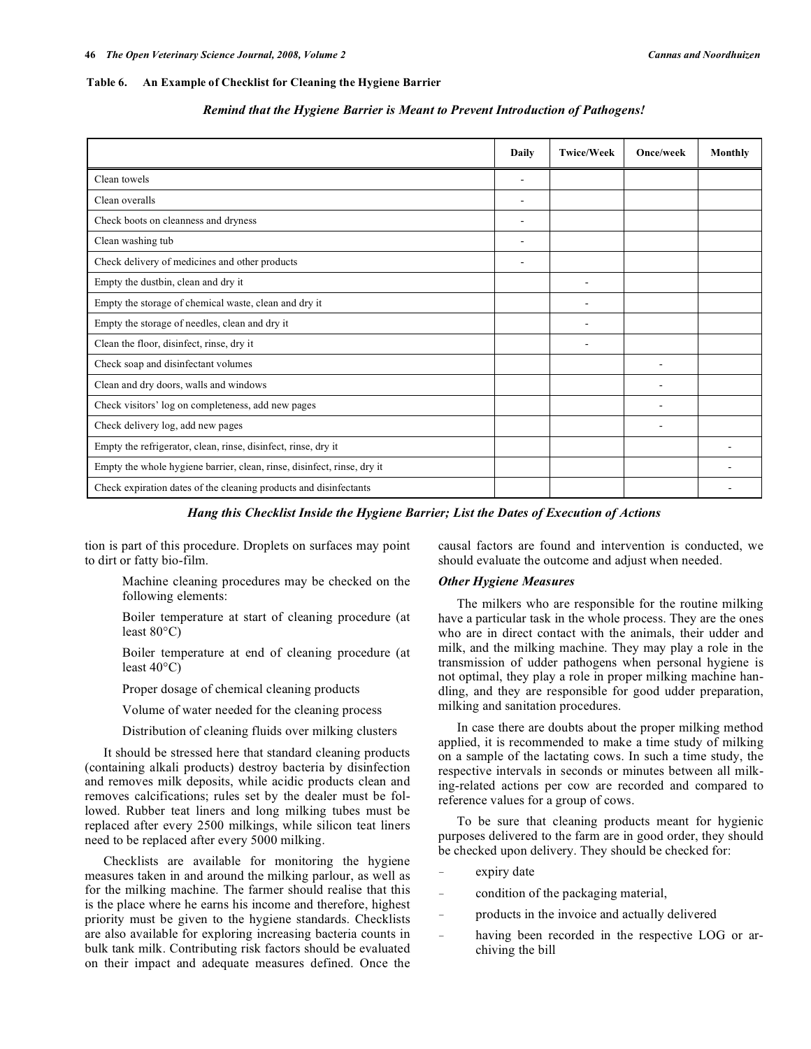**Table 6. An Example of Checklist for Cleaning the Hygiene Barrier**

*Remind that the Hygiene Barrier is Meant to Prevent Introduction of Pathogens!*

| | Daily | Twice/Week | Once/week | Monthly |
|---|---|---|---|---|
| Clean towels | - | | | |
| Clean overalls | - | | | |
| Check boots on cleanness and dryness | - | | | |
| Clean washing tub | - | | | |
| Check delivery of medicines and other products | - | | | |
| Empty the dustbin, clean and dry it | | - | | |
| Empty the storage of chemical waste, clean and dry it | | - | | |
| Empty the storage of needles, clean and dry it | | - | | |
| Clean the floor, disinfect, rinse, dry it | | - | | |
| Check soap and disinfectant volumes | | | - | |
| Clean and dry doors, walls and windows | | | - | |
| Check visitors' log on completeness, add new pages | | | - | |
| Check delivery log, add new pages | | | - | |
| Empty the refrigerator, clean, rinse, disinfect, rinse, dry it | | | | - |
| Empty the whole hygiene barrier, clean, rinse, disinfect, rinse, dry it | | | | - |
| Check expiration dates of the cleaning products and disinfectants | | | | - |

*Hang this Checklist Inside the Hygiene Barrier; List the Dates of Execution of Actions*

tion is part of this procedure. Droplets on surfaces may point to dirt or fatty bio-film.

Machine cleaning procedures may be checked on the following elements:

Boiler temperature at start of cleaning procedure (at least 80°C)

Boiler temperature at end of cleaning procedure (at least 40°C)

Proper dosage of chemical cleaning products

Volume of water needed for the cleaning process

Distribution of cleaning fluids over milking clusters

It should be stressed here that standard cleaning products (containing alkali products) destroy bacteria by disinfection and removes milk deposits, while acidic products clean and removes calcifications; rules set by the dealer must be followed. Rubber teat liners and long milking tubes must be replaced after every 2500 milkings, while silicon teat liners need to be replaced after every 5000 milking.

Checklists are available for monitoring the hygiene measures taken in and around the milking parlour, as well as for the milking machine. The farmer should realise that this is the place where he earns his income and therefore, highest priority must be given to the hygiene standards. Checklists are also available for exploring increasing bacteria counts in bulk tank milk. Contributing risk factors should be evaluated on their impact and adequate measures defined. Once the causal factors are found and intervention is conducted, we should evaluate the outcome and adjust when needed.

### *Other Hygiene Measures*

The milkers who are responsible for the routine milking have a particular task in the whole process. They are the ones who are in direct contact with the animals, their udder and milk, and the milking machine. They may play a role in the transmission of udder pathogens when personal hygiene is not optimal, they play a role in proper milking machine handling, and they are responsible for good udder preparation, milking and sanitation procedures.

In case there are doubts about the proper milking method applied, it is recommended to make a time study of milking on a sample of the lactating cows. In such a time study, the respective intervals in seconds or minutes between all milking-related actions per cow are recorded and compared to reference values for a group of cows.

To be sure that cleaning products meant for hygienic purposes delivered to the farm are in good order, they should be checked upon delivery. They should be checked for:

- expiry date
- condition of the packaging material,
- products in the invoice and actually delivered
- having been recorded in the respective LOG or archiving the bill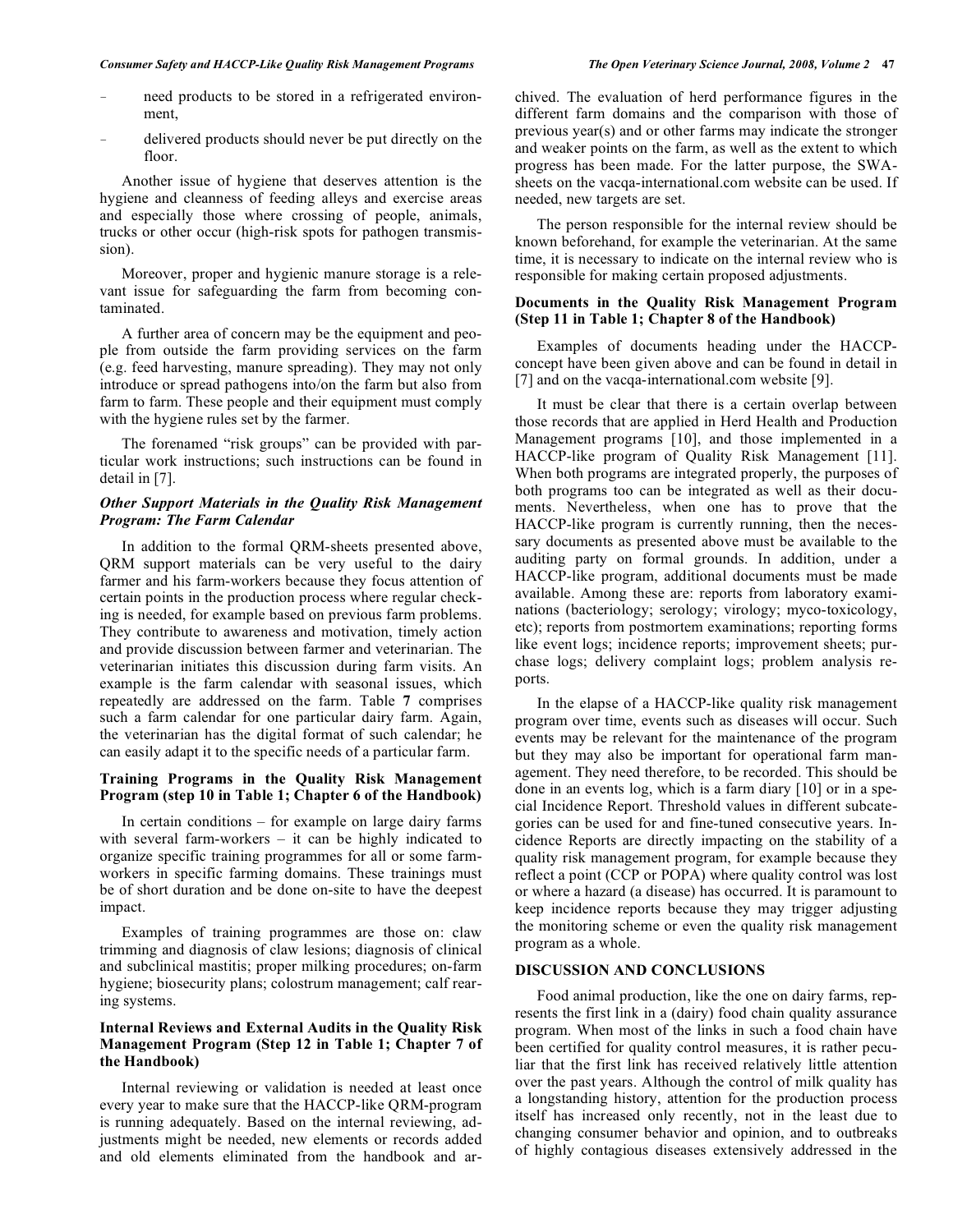- need products to be stored in a refrigerated environment,
- delivered products should never be put directly on the floor.

Another issue of hygiene that deserves attention is the hygiene and cleanness of feeding alleys and exercise areas and especially those where crossing of people, animals, trucks or other occur (high-risk spots for pathogen transmission).

Moreover, proper and hygienic manure storage is a relevant issue for safeguarding the farm from becoming contaminated.

A further area of concern may be the equipment and people from outside the farm providing services on the farm (e.g. feed harvesting, manure spreading). They may not only introduce or spread pathogens into/on the farm but also from farm to farm. These people and their equipment must comply with the hygiene rules set by the farmer.

The forenamed "risk groups" can be provided with particular work instructions; such instructions can be found in detail in [7].

### *Other Support Materials in the Quality Risk Management Program: The Farm Calendar*

In addition to the formal QRM-sheets presented above, QRM support materials can be very useful to the dairy farmer and his farm-workers because they focus attention of certain points in the production process where regular checking is needed, for example based on previous farm problems. They contribute to awareness and motivation, timely action and provide discussion between farmer and veterinarian. The veterinarian initiates this discussion during farm visits. An example is the farm calendar with seasonal issues, which repeatedly are addressed on the farm. Table **7** comprises such a farm calendar for one particular dairy farm. Again, the veterinarian has the digital format of such calendar; he can easily adapt it to the specific needs of a particular farm.

### Training Programs in the Quality Risk Management Program (step 10 in Table 1; Chapter 6 of the Handbook)

In certain conditions – for example on large dairy farms with several farm-workers – it can be highly indicated to organize specific training programmes for all or some farm-workers in specific farming domains. These trainings must be of short duration and be done on-site to have the deepest impact.

Examples of training programmes are those on: claw trimming and diagnosis of claw lesions; diagnosis of clinical and subclinical mastitis; proper milking procedures; on-farm hygiene; biosecurity plans; colostrum management; calf rearing systems.

### Internal Reviews and External Audits in the Quality Risk Management Program (Step 12 in Table 1; Chapter 7 of the Handbook)

Internal reviewing or validation is needed at least once every year to make sure that the HACCP-like QRM-program is running adequately. Based on the internal reviewing, adjustments might be needed, new elements or records added and old elements eliminated from the handbook and archived. The evaluation of herd performance figures in the different farm domains and the comparison with those of previous year(s) and or other farms may indicate the stronger and weaker points on the farm, as well as the extent to which progress has been made. For the latter purpose, the SWA-sheets on the vacqa-international.com website can be used. If needed, new targets are set.

The person responsible for the internal review should be known beforehand, for example the veterinarian. At the same time, it is necessary to indicate on the internal review who is responsible for making certain proposed adjustments.

### Documents in the Quality Risk Management Program (Step 11 in Table 1; Chapter 8 of the Handbook)

Examples of documents heading under the HACCP-concept have been given above and can be found in detail in [7] and on the vacqa-international.com website [9].

It must be clear that there is a certain overlap between those records that are applied in Herd Health and Production Management programs [10], and those implemented in a HACCP-like program of Quality Risk Management [11]. When both programs are integrated properly, the purposes of both programs too can be integrated as well as their documents. Nevertheless, when one has to prove that the HACCP-like program is currently running, then the necessary documents as presented above must be available to the auditing party on formal grounds. In addition, under a HACCP-like program, additional documents must be made available. Among these are: reports from laboratory examinations (bacteriology; serology; virology; myco-toxicology, etc); reports from postmortem examinations; reporting forms like event logs; incidence reports; improvement sheets; purchase logs; delivery complaint logs; problem analysis reports.

In the elapse of a HACCP-like quality risk management program over time, events such as diseases will occur. Such events may be relevant for the maintenance of the program but they may also be important for operational farm management. They need therefore, to be recorded. This should be done in an events log, which is a farm diary [10] or in a special Incidence Report. Threshold values in different subcategories can be used for and fine-tuned consecutive years. Incidence Reports are directly impacting on the stability of a quality risk management program, for example because they reflect a point (CCP or POPA) where quality control was lost or where a hazard (a disease) has occurred. It is paramount to keep incidence reports because they may trigger adjusting the monitoring scheme or even the quality risk management program as a whole.

## DISCUSSION AND CONCLUSIONS

Food animal production, like the one on dairy farms, represents the first link in a (dairy) food chain quality assurance program. When most of the links in such a food chain have been certified for quality control measures, it is rather peculiar that the first link has received relatively little attention over the past years. Although the control of milk quality has a longstanding history, attention for the production process itself has increased only recently, not in the least due to changing consumer behavior and opinion, and to outbreaks of highly contagious diseases extensively addressed in the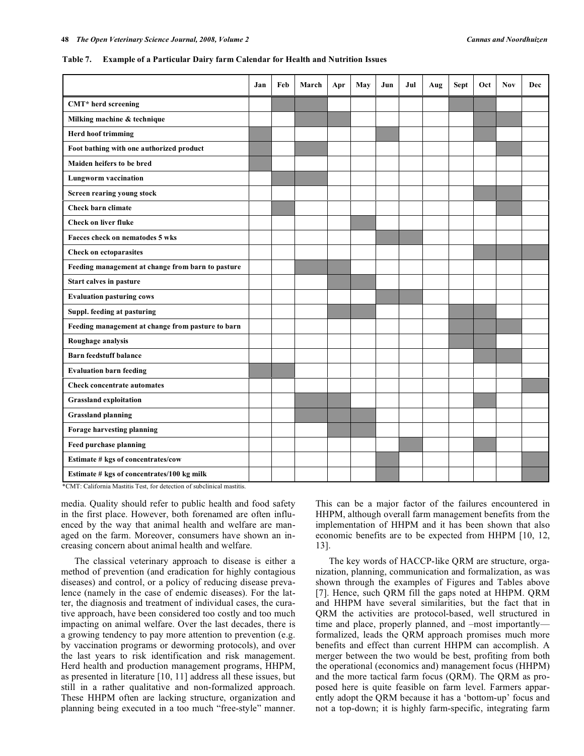**Table 7. Example of a Particular Dairy farm Calendar for Health and Nutrition Issues**

| | Jan | Feb | March | Apr | May | Jun | Jul | Aug | Sept | Oct | Nov | Dec |
|---|---|---|---|---|---|---|---|---|---|---|---|---|
| CMT* herd screening | | ■ | ■ | | | | | | ■ | ■ | | |
| Milking machine & technique | | | ■ | ■ | | | | | | ■ | ■ | |
| Herd hoof trimming | ■ | | | | | ■ | | | | ■ | | |
| Foot bathing with one authorized product | ■ | | ■ | | | | | | | | ■ | |
| Maiden heifers to be bred | ■ | | | | | | | | | | | |
| Lungworm vaccination | | ■ | ■ | | | | | | | | | |
| Screen rearing young stock | | | | | | | | | | ■ | ■ | |
| Check barn climate | | ■ | | | | | | | | | ■ | |
| Check on liver fluke | | | | | ■ | | | | | | | |
| Faeces check on nematodes 5 wks | | | | | | ■ | ■ | | | | | |
| Check on ectoparasites | | | | | | | | | | ■ | ■ | ■ |
| Feeding management at change from barn to pasture | | | ■ | ■ | | | | | | | | |
| Start calves in pasture | | | | ■ | ■ | | | | | | | |
| Evaluation pasturing cows | | | | | | ■ | ■ | | | | | |
| Suppl. feeding at pasturing | | | | ■ | ■ | | | | ■ | ■ | | |
| Feeding management at change from pasture to barn | | | | | | | | | ■ | ■ | ■ | |
| Roughage analysis | | | | | | | | | ■ | ■ | | |
| Barn feedstuff balance | | | | | | | | | | ■ | ■ | |
| Evaluation barn feeding | ■ | ■ | | | | | | | | | | |
| Check concentrate automates | | | | | | | | | | | | ■ |
| Grassland exploitation | | | ■ | ■ | | | | | | ■ | | |
| Grassland planning | | | ■ | ■ | ■ | | | | | | | |
| Forage harvesting planning | | | | ■ | ■ | | | | | | | |
| Feed purchase planning | | | | | | | ■ | | | ■ | | |
| Estimate # kgs of concentrates/cow | | | | | | ■ | | | | | | ■ |
| Estimate # kgs of concentrates/100 kg milk | | | | | | ■ | | | | | | ■ |

*CMT: California Mastitis Test, for detection of subclinical mastitis.

media. Quality should refer to public health and food safety in the first place. However, both forenamed are often influenced by the way that animal health and welfare are managed on the farm. Moreover, consumers have shown an increasing concern about animal health and welfare.

The classical veterinary approach to disease is either a method of prevention (and eradication for highly contagious diseases) and control, or a policy of reducing disease prevalence (namely in the case of endemic diseases). For the latter, the diagnosis and treatment of individual cases, the curative approach, have been considered too costly and too much impacting on animal welfare. Over the last decades, there is a growing tendency to pay more attention to prevention (e.g. by vaccination programs or deworming protocols), and over the last years to risk identification and risk management. Herd health and production management programs, HHPM, as presented in literature [10, 11] address all these issues, but still in a rather qualitative and non-formalized approach. These HHPM often are lacking structure, organization and planning being executed in a too much "free-style" manner. This can be a major factor of the failures encountered in HHPM, although overall farm management benefits from the implementation of HHPM and it has been shown that also economic benefits are to be expected from HHPM [10, 12, 13].

The key words of HACCP-like QRM are structure, organization, planning, communication and formalization, as was shown through the examples of Figures and Tables above [7]. Hence, such QRM fill the gaps noted at HHPM. QRM and HHPM have several similarities, but the fact that in QRM the activities are protocol-based, well structured in time and place, properly planned, and –most importantly— formalized, leads the QRM approach promises much more benefits and effect than current HHPM can accomplish. A merger between the two would be best, profiting from both the operational (economics and) management focus (HHPM) and the more tactical farm focus (QRM). The QRM as proposed here is quite feasible on farm level. Farmers apparently adopt the QRM because it has a 'bottom-up' focus and not a top-down; it is highly farm-specific, integrating farm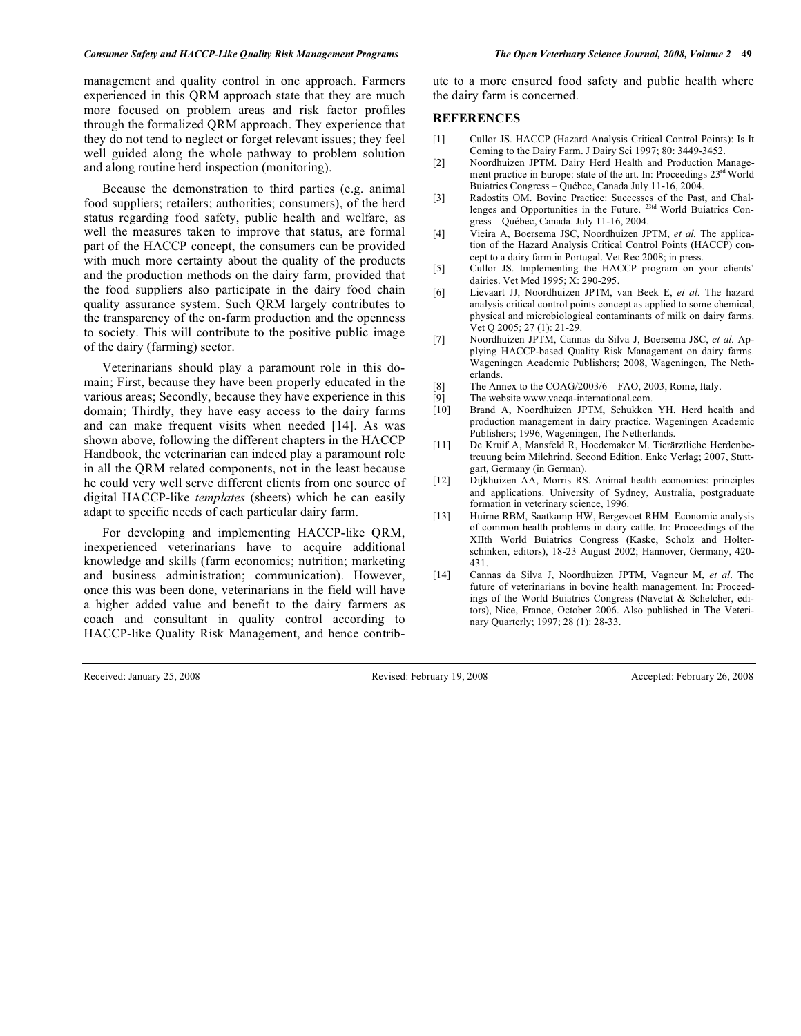management and quality control in one approach. Farmers experienced in this QRM approach state that they are much more focused on problem areas and risk factor profiles through the formalized QRM approach. They experience that they do not tend to neglect or forget relevant issues; they feel well guided along the whole pathway to problem solution and along routine herd inspection (monitoring).

Because the demonstration to third parties (e.g. animal food suppliers; retailers; authorities; consumers), of the herd status regarding food safety, public health and welfare, as well the measures taken to improve that status, are formal part of the HACCP concept, the consumers can be provided with much more certainty about the quality of the products and the production methods on the dairy farm, provided that the food suppliers also participate in the dairy food chain quality assurance system. Such QRM largely contributes to the transparency of the on-farm production and the openness to society. This will contribute to the positive public image of the dairy (farming) sector.

Veterinarians should play a paramount role in this domain; First, because they have been properly educated in the various areas; Secondly, because they have experience in this domain; Thirdly, they have easy access to the dairy farms and can make frequent visits when needed [14]. As was shown above, following the different chapters in the HACCP Handbook, the veterinarian can indeed play a paramount role in all the QRM related components, not in the least because he could very well serve different clients from one source of digital HACCP-like *templates* (sheets) which he can easily adapt to specific needs of each particular dairy farm.

For developing and implementing HACCP-like QRM, inexperienced veterinarians have to acquire additional knowledge and skills (farm economics; nutrition; marketing and business administration; communication). However, once this was been done, veterinarians in the field will have a higher added value and benefit to the dairy farmers as coach and consultant in quality control according to HACCP-like Quality Risk Management, and hence contribute to a more ensured food safety and public health where the dairy farm is concerned.

## REFERENCES

[1] Cullor JS. HACCP (Hazard Analysis Critical Control Points): Is It Coming to the Dairy Farm. J Dairy Sci 1997; 80: 3449-3452.

[2] Noordhuizen JPTM. Dairy Herd Health and Production Management practice in Europe: state of the art. In: Proceedings 23rd World Buiatrics Congress – Québec, Canada July 11-16, 2004.

[3] Radostits OM. Bovine Practice: Successes of the Past, and Challenges and Opportunities in the Future. 23td World Buiatrics Congress – Québec, Canada. July 11-16, 2004.

[4] Vieira A, Boersema JSC, Noordhuizen JPTM, *et al.* The application of the Hazard Analysis Critical Control Points (HACCP) concept to a dairy farm in Portugal. Vet Rec 2008; in press.

[5] Cullor JS. Implementing the HACCP program on your clients' dairies. Vet Med 1995; X: 290-295.

[6] Lievaart JJ, Noordhuizen JPTM, van Beek E, *et al.* The hazard analysis critical control points concept as applied to some chemical, physical and microbiological contaminants of milk on dairy farms. Vet Q 2005; 27 (1): 21-29.

[7] Noordhuizen JPTM, Cannas da Silva J, Boersema JSC, *et al.* Applying HACCP-based Quality Risk Management on dairy farms. Wageningen Academic Publishers; 2008, Wageningen, The Netherlands.

[8] The Annex to the COAG/2003/6 – FAO, 2003, Rome, Italy.

[9] The website www.vacqa-international.com.

[10] Brand A, Noordhuizen JPTM, Schukken YH. Herd health and production management in dairy practice. Wageningen Academic Publishers; 1996, Wageningen, The Netherlands.

[11] De Kruif A, Mansfeld R, Hoedemaker M. Tierärztliche Herdenbetreuung beim Milchrind. Second Edition. Enke Verlag; 2007, Stuttgart, Germany (in German).

[12] Dijkhuizen AA, Morris RS. Animal health economics: principles and applications. University of Sydney, Australia, postgraduate formation in veterinary science, 1996.

[13] Huirne RBM, Saatkamp HW, Bergevoet RHM. Economic analysis of common health problems in dairy cattle. In: Proceedings of the XIIth World Buiatrics Congress (Kaske, Scholz and Holterschinken, editors), 18-23 August 2002; Hannover, Germany, 420-431.

[14] Cannas da Silva J, Noordhuizen JPTM, Vagneur M, *et al*. The future of veterinarians in bovine health management. In: Proceedings of the World Buiatrics Congress (Navetat & Schelcher, editors), Nice, France, October 2006. Also published in The Veterinary Quarterly; 1997; 28 (1): 28-33.

Received: January 25, 2008 Revised: February 19, 2008 Accepted: February 26, 2008